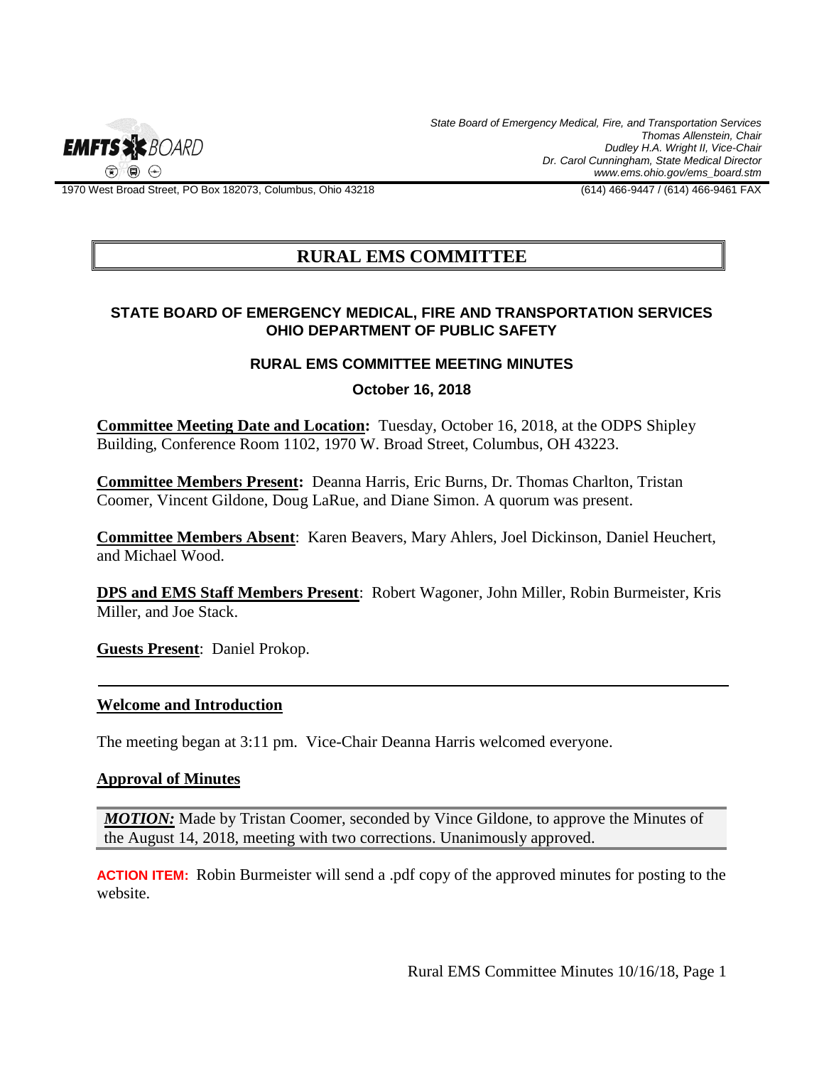State Board of Emergency Medical, Fire, and Transportation Services
Thomas Allenstein, Chair
Dudley H.A. Wright II, Vice-Chair
Dr. Carol Cunningham, State Medical Director
www.ems.ohio.gov/ems_board.stm

1970 West Broad Street, PO Box 182073, Columbus, Ohio 43218 (614) 466-9447 / (614) 466-9461 FAX

# RURAL EMS COMMITTEE

## STATE BOARD OF EMERGENCY MEDICAL, FIRE AND TRANSPORTATION SERVICES OHIO DEPARTMENT OF PUBLIC SAFETY

### RURAL EMS COMMITTEE MEETING MINUTES

**October 16, 2018**

**Committee Meeting Date and Location:** Tuesday, October 16, 2018, at the ODPS Shipley Building, Conference Room 1102, 1970 W. Broad Street, Columbus, OH 43223.

**Committee Members Present:** Deanna Harris, Eric Burns, Dr. Thomas Charlton, Tristan Coomer, Vincent Gildone, Doug LaRue, and Diane Simon. A quorum was present.

**Committee Members Absent**: Karen Beavers, Mary Ahlers, Joel Dickinson, Daniel Heuchert, and Michael Wood.

**DPS and EMS Staff Members Present**: Robert Wagoner, John Miller, Robin Burmeister, Kris Miller, and Joe Stack.

**Guests Present**: Daniel Prokop.

---

**Welcome and Introduction**

The meeting began at 3:11 pm. Vice-Chair Deanna Harris welcomed everyone.

**Approval of Minutes**

***MOTION:*** Made by Tristan Coomer, seconded by Vince Gildone, to approve the Minutes of the August 14, 2018, meeting with two corrections. Unanimously approved.

**ACTION ITEM:** Robin Burmeister will send a .pdf copy of the approved minutes for posting to the website.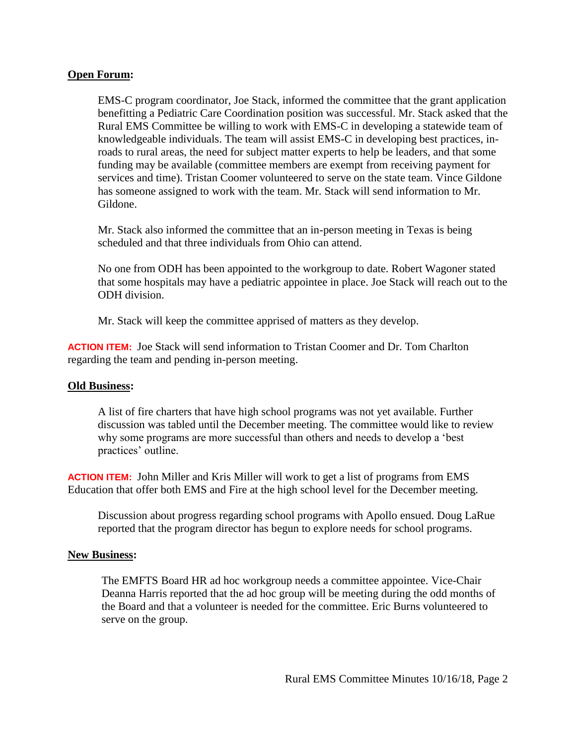**Open Forum:**

EMS-C program coordinator, Joe Stack, informed the committee that the grant application benefitting a Pediatric Care Coordination position was successful. Mr. Stack asked that the Rural EMS Committee be willing to work with EMS-C in developing a statewide team of knowledgeable individuals. The team will assist EMS-C in developing best practices, in-roads to rural areas, the need for subject matter experts to help be leaders, and that some funding may be available (committee members are exempt from receiving payment for services and time). Tristan Coomer volunteered to serve on the state team. Vince Gildone has someone assigned to work with the team. Mr. Stack will send information to Mr. Gildone.

Mr. Stack also informed the committee that an in-person meeting in Texas is being scheduled and that three individuals from Ohio can attend.

No one from ODH has been appointed to the workgroup to date. Robert Wagoner stated that some hospitals may have a pediatric appointee in place. Joe Stack will reach out to the ODH division.

Mr. Stack will keep the committee apprised of matters as they develop.

**ACTION ITEM:** Joe Stack will send information to Tristan Coomer and Dr. Tom Charlton regarding the team and pending in-person meeting.

**Old Business:**

A list of fire charters that have high school programs was not yet available. Further discussion was tabled until the December meeting. The committee would like to review why some programs are more successful than others and needs to develop a 'best practices' outline.

**ACTION ITEM:** John Miller and Kris Miller will work to get a list of programs from EMS Education that offer both EMS and Fire at the high school level for the December meeting.

Discussion about progress regarding school programs with Apollo ensued. Doug LaRue reported that the program director has begun to explore needs for school programs.

**New Business:**

The EMFTS Board HR ad hoc workgroup needs a committee appointee. Vice-Chair Deanna Harris reported that the ad hoc group will be meeting during the odd months of the Board and that a volunteer is needed for the committee. Eric Burns volunteered to serve on the group.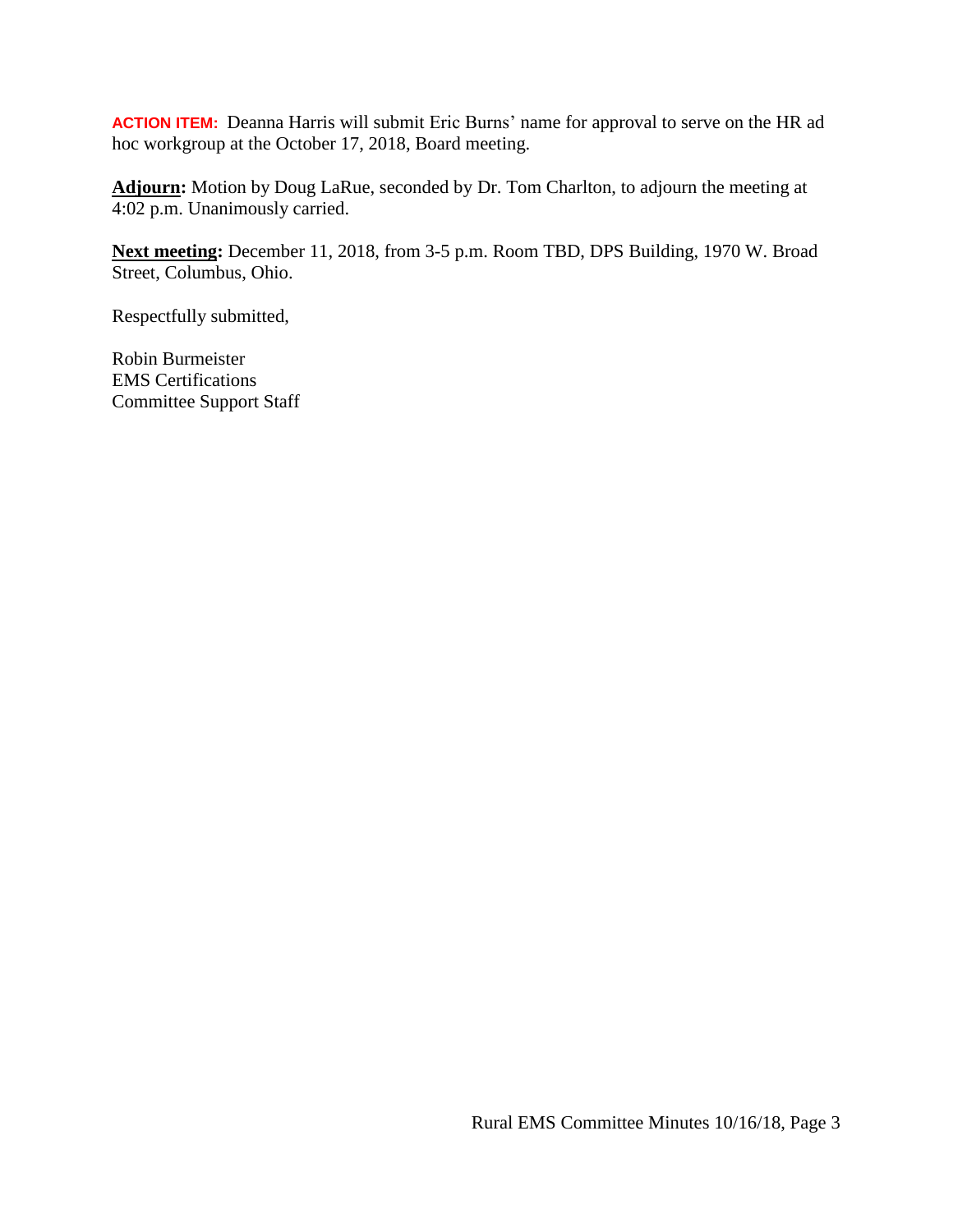**ACTION ITEM:** Deanna Harris will submit Eric Burns' name for approval to serve on the HR ad hoc workgroup at the October 17, 2018, Board meeting.

**Adjourn:** Motion by Doug LaRue, seconded by Dr. Tom Charlton, to adjourn the meeting at 4:02 p.m. Unanimously carried.

**Next meeting:** December 11, 2018, from 3-5 p.m. Room TBD, DPS Building, 1970 W. Broad Street, Columbus, Ohio.

Respectfully submitted,

Robin Burmeister
EMS Certifications
Committee Support Staff